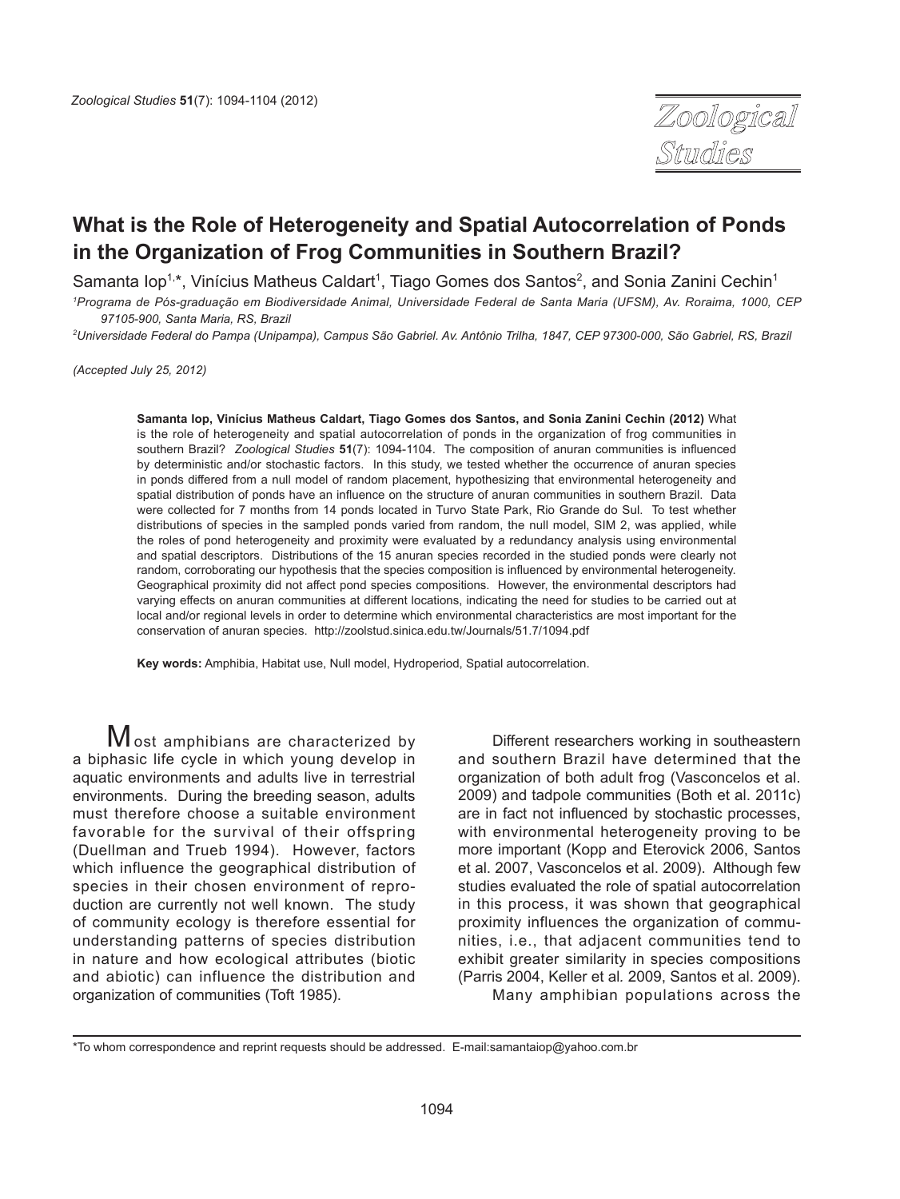# What is the Role of Heterogeneity and Spatial Autocorrelation of Ponds in the Organization of Frog Communities in Southern Brazil?

Samanta Iop[1,*], Vinícius Matheus Caldart[1], Tiago Gomes dos Santos[2], and Sonia Zanini Cechin[1]

[1]Programa de Pós-graduação em Biodiversidade Animal, Universidade Federal de Santa Maria (UFSM), Av. Roraima, 1000, CEP 97105-900, Santa Maria, RS, Brazil

[2]Universidade Federal do Pampa (Unipampa), Campus São Gabriel. Av. Antônio Trilha, 1847, CEP 97300-000, São Gabriel, RS, Brazil

*(Accepted July 25, 2012)*

**Samanta Iop, Vinícius Matheus Caldart, Tiago Gomes dos Santos, and Sonia Zanini Cechin (2012)** What is the role of heterogeneity and spatial autocorrelation of ponds in the organization of frog communities in southern Brazil? *Zoological Studies* **51**(7): 1094-1104. The composition of anuran communities is influenced by deterministic and/or stochastic factors. In this study, we tested whether the occurrence of anuran species in ponds differed from a null model of random placement, hypothesizing that environmental heterogeneity and spatial distribution of ponds have an influence on the structure of anuran communities in southern Brazil. Data were collected for 7 months from 14 ponds located in Turvo State Park, Rio Grande do Sul. To test whether distributions of species in the sampled ponds varied from random, the null model, SIM 2, was applied, while the roles of pond heterogeneity and proximity were evaluated by a redundancy analysis using environmental and spatial descriptors. Distributions of the 15 anuran species recorded in the studied ponds were clearly not random, corroborating our hypothesis that the species composition is influenced by environmental heterogeneity. Geographical proximity did not affect pond species compositions. However, the environmental descriptors had varying effects on anuran communities at different locations, indicating the need for studies to be carried out at local and/or regional levels in order to determine which environmental characteristics are most important for the conservation of anuran species. http://zoolstud.sinica.edu.tw/Journals/51.7/1094.pdf

**Key words:** Amphibia, Habitat use, Null model, Hydroperiod, Spatial autocorrelation.

Most amphibians are characterized by a biphasic life cycle in which young develop in aquatic environments and adults live in terrestrial environments. During the breeding season, adults must therefore choose a suitable environment favorable for the survival of their offspring (Duellman and Trueb 1994). However, factors which influence the geographical distribution of species in their chosen environment of reproduction are currently not well known. The study of community ecology is therefore essential for understanding patterns of species distribution in nature and how ecological attributes (biotic and abiotic) can influence the distribution and organization of communities (Toft 1985).

Different researchers working in southeastern and southern Brazil have determined that the organization of both adult frog (Vasconcelos et al. 2009) and tadpole communities (Both et al. 2011c) are in fact not influenced by stochastic processes, with environmental heterogeneity proving to be more important (Kopp and Eterovick 2006, Santos et al. 2007, Vasconcelos et al. 2009). Although few studies evaluated the role of spatial autocorrelation in this process, it was shown that geographical proximity influences the organization of communities, i.e., that adjacent communities tend to exhibit greater similarity in species compositions (Parris 2004, Keller et al. 2009, Santos et al. 2009).

Many amphibian populations across the

*To whom correspondence and reprint requests should be addressed. E-mail:samantaiop@yahoo.com.br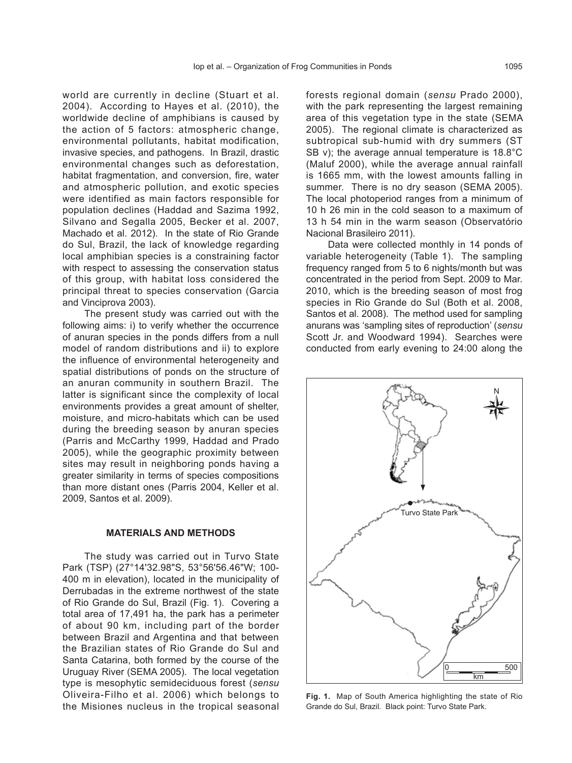world are currently in decline (Stuart et al. 2004). According to Hayes et al. (2010), the worldwide decline of amphibians is caused by the action of 5 factors: atmospheric change, environmental pollutants, habitat modification, invasive species, and pathogens. In Brazil, drastic environmental changes such as deforestation, habitat fragmentation, and conversion, fire, water and atmospheric pollution, and exotic species were identified as main factors responsible for population declines (Haddad and Sazima 1992, Silvano and Segalla 2005, Becker et al. 2007, Machado et al. 2012). In the state of Rio Grande do Sul, Brazil, the lack of knowledge regarding local amphibian species is a constraining factor with respect to assessing the conservation status of this group, with habitat loss considered the principal threat to species conservation (Garcia and Vinciprova 2003).

The present study was carried out with the following aims: i) to verify whether the occurrence of anuran species in the ponds differs from a null model of random distributions and ii) to explore the influence of environmental heterogeneity and spatial distributions of ponds on the structure of an anuran community in southern Brazil. The latter is significant since the complexity of local environments provides a great amount of shelter, moisture, and micro-habitats which can be used during the breeding season by anuran species (Parris and McCarthy 1999, Haddad and Prado 2005), while the geographic proximity between sites may result in neighboring ponds having a greater similarity in terms of species compositions than more distant ones (Parris 2004, Keller et al. 2009, Santos et al. 2009).

## MATERIALS AND METHODS

The study was carried out in Turvo State Park (TSP) (27°14'32.98"S, 53°56'56.46"W; 100-400 m in elevation), located in the municipality of Derrubadas in the extreme northwest of the state of Rio Grande do Sul, Brazil (Fig. 1). Covering a total area of 17,491 ha, the park has a perimeter of about 90 km, including part of the border between Brazil and Argentina and that between the Brazilian states of Rio Grande do Sul and Santa Catarina, both formed by the course of the Uruguay River (SEMA 2005). The local vegetation type is mesophytic semideciduous forest (*sensu* Oliveira-Filho et al. 2006) which belongs to the Misiones nucleus in the tropical seasonal forests regional domain (*sensu* Prado 2000), with the park representing the largest remaining area of this vegetation type in the state (SEMA 2005). The regional climate is characterized as subtropical sub-humid with dry summers (ST SB v); the average annual temperature is 18.8°C (Maluf 2000), while the average annual rainfall is 1665 mm, with the lowest amounts falling in summer. There is no dry season (SEMA 2005). The local photoperiod ranges from a minimum of 10 h 26 min in the cold season to a maximum of 13 h 54 min in the warm season (Observatório Nacional Brasileiro 2011).

Data were collected monthly in 14 ponds of variable heterogeneity (Table 1). The sampling frequency ranged from 5 to 6 nights/month but was concentrated in the period from Sept. 2009 to Mar. 2010, which is the breeding season of most frog species in Rio Grande do Sul (Both et al. 2008, Santos et al. 2008). The method used for sampling anurans was 'sampling sites of reproduction' (*sensu* Scott Jr. and Woodward 1994). Searches were conducted from early evening to 24:00 along the

**Fig. 1.** Map of South America highlighting the state of Rio Grande do Sul, Brazil. Black point: Turvo State Park.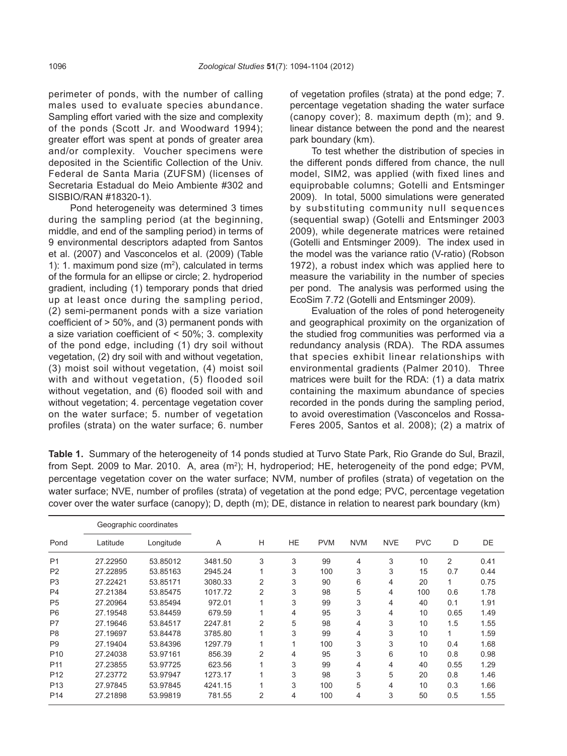perimeter of ponds, with the number of calling males used to evaluate species abundance. Sampling effort varied with the size and complexity of the ponds (Scott Jr. and Woodward 1994); greater effort was spent at ponds of greater area and/or complexity. Voucher specimens were deposited in the Scientific Collection of the Univ. Federal de Santa Maria (ZUFSM) (licenses of Secretaria Estadual do Meio Ambiente #302 and SISBIO/RAN #18320-1).

Pond heterogeneity was determined 3 times during the sampling period (at the beginning, middle, and end of the sampling period) in terms of 9 environmental descriptors adapted from Santos et al. (2007) and Vasconcelos et al. (2009) (Table 1): 1. maximum pond size ($m^2$), calculated in terms of the formula for an ellipse or circle; 2. hydroperiod gradient, including (1) temporary ponds that dried up at least once during the sampling period, (2) semi-permanent ponds with a size variation coefficient of > 50%, and (3) permanent ponds with a size variation coefficient of < 50%; 3. complexity of the pond edge, including (1) dry soil without vegetation, (2) dry soil with and without vegetation, (3) moist soil without vegetation, (4) moist soil with and without vegetation, (5) flooded soil without vegetation, and (6) flooded soil with and without vegetation; 4. percentage vegetation cover on the water surface; 5. number of vegetation profiles (strata) on the water surface; 6. number of vegetation profiles (strata) at the pond edge; 7. percentage vegetation shading the water surface (canopy cover); 8. maximum depth (m); and 9. linear distance between the pond and the nearest park boundary (km).

To test whether the distribution of species in the different ponds differed from chance, the null model, SIM2, was applied (with fixed lines and equiprobable columns; Gotelli and Entsminger 2009). In total, 5000 simulations were generated by substituting community null sequences (sequential swap) (Gotelli and Entsminger 2003 2009), while degenerate matrices were retained (Gotelli and Entsminger 2009). The index used in the model was the variance ratio (V-ratio) (Robson 1972), a robust index which was applied here to measure the variability in the number of species per pond. The analysis was performed using the EcoSim 7.72 (Gotelli and Entsminger 2009).

Evaluation of the roles of pond heterogeneity and geographical proximity on the organization of the studied frog communities was performed via a redundancy analysis (RDA). The RDA assumes that species exhibit linear relationships with environmental gradients (Palmer 2010). Three matrices were built for the RDA: (1) a data matrix containing the maximum abundance of species recorded in the ponds during the sampling period, to avoid overestimation (Vasconcelos and Rossa-Feres 2005, Santos et al. 2008); (2) a matrix of

**Table 1.** Summary of the heterogeneity of 14 ponds studied at Turvo State Park, Rio Grande do Sul, Brazil, from Sept. 2009 to Mar. 2010. A, area ($m^2$); H, hydroperiod; HE, heterogeneity of the pond edge; PVM, percentage vegetation cover on the water surface; NVM, number of profiles (strata) of vegetation on the water surface; NVE, number of profiles (strata) of vegetation at the pond edge; PVC, percentage vegetation cover over the water surface (canopy); D, depth (m); DE, distance in relation to nearest park boundary (km)

| Pond | Geographic coordinates | | A | H | HE | PVM | NVM | NVE | PVC | D | DE |
|---|---|---|---|---|---|---|---|---|---|---|---|
| | Latitude | Longitude | | | | | | | | | |
| P1 | 27.22950 | 53.85012 | 3481.50 | 3 | 3 | 99 | 4 | 3 | 10 | 2 | 0.41 |
| P2 | 27.22895 | 53.85163 | 2945.24 | 1 | 3 | 100 | 3 | 3 | 15 | 0.7 | 0.44 |
| P3 | 27.22421 | 53.85171 | 3080.33 | 2 | 3 | 90 | 6 | 4 | 20 | 1 | 0.75 |
| P4 | 27.21384 | 53.85475 | 1017.72 | 2 | 3 | 98 | 5 | 4 | 100 | 0.6 | 1.78 |
| P5 | 27.20964 | 53.85494 | 972.01 | 1 | 3 | 99 | 3 | 4 | 40 | 0.1 | 1.91 |
| P6 | 27.19548 | 53.84459 | 679.59 | 1 | 4 | 95 | 3 | 4 | 10 | 0.65 | 1.49 |
| P7 | 27.19646 | 53.84517 | 2247.81 | 2 | 5 | 98 | 4 | 3 | 10 | 1.5 | 1.55 |
| P8 | 27.19697 | 53.84478 | 3785.80 | 1 | 3 | 99 | 4 | 3 | 10 | 1 | 1.59 |
| P9 | 27.19404 | 53.84396 | 1297.79 | 1 | 1 | 100 | 3 | 3 | 10 | 0.4 | 1.68 |
| P10 | 27.24038 | 53.97161 | 856.39 | 2 | 4 | 95 | 3 | 6 | 10 | 0.8 | 0.98 |
| P11 | 27.23855 | 53.97725 | 623.56 | 1 | 3 | 99 | 4 | 4 | 40 | 0.55 | 1.29 |
| P12 | 27.23772 | 53.97947 | 1273.17 | 1 | 3 | 98 | 3 | 5 | 20 | 0.8 | 1.46 |
| P13 | 27.97845 | 53.97845 | 4241.15 | 1 | 3 | 100 | 5 | 4 | 10 | 0.3 | 1.66 |
| P14 | 27.21898 | 53.99819 | 781.55 | 2 | 4 | 100 | 4 | 3 | 50 | 0.5 | 1.55 |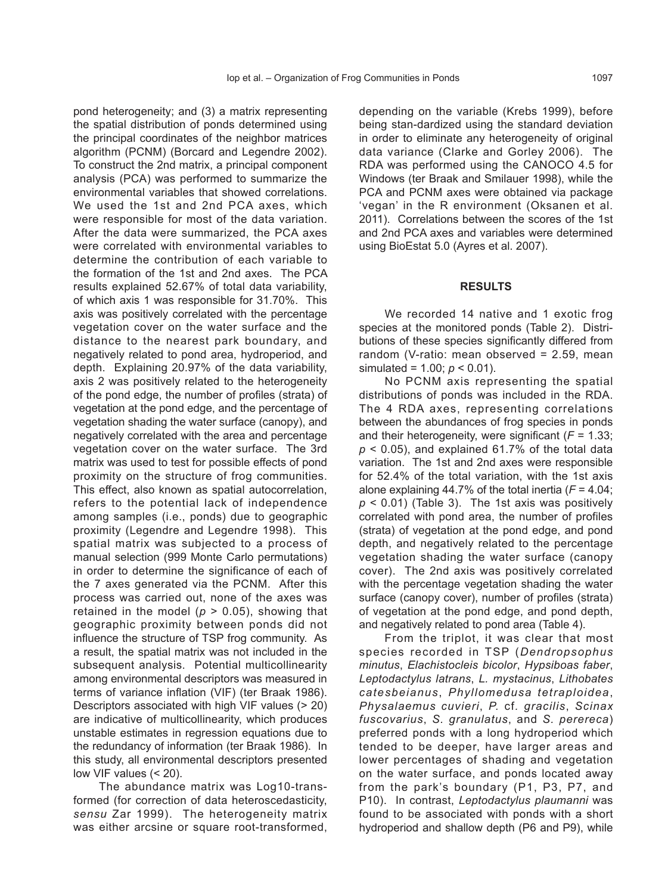pond heterogeneity; and (3) a matrix representing the spatial distribution of ponds determined using the principal coordinates of the neighbor matrices algorithm (PCNM) (Borcard and Legendre 2002). To construct the 2nd matrix, a principal component analysis (PCA) was performed to summarize the environmental variables that showed correlations. We used the 1st and 2nd PCA axes, which were responsible for most of the data variation. After the data were summarized, the PCA axes were correlated with environmental variables to determine the contribution of each variable to the formation of the 1st and 2nd axes. The PCA results explained 52.67% of total data variability, of which axis 1 was responsible for 31.70%. This axis was positively correlated with the percentage vegetation cover on the water surface and the distance to the nearest park boundary, and negatively related to pond area, hydroperiod, and depth. Explaining 20.97% of the data variability, axis 2 was positively related to the heterogeneity of the pond edge, the number of profiles (strata) of vegetation at the pond edge, and the percentage of vegetation shading the water surface (canopy), and negatively correlated with the area and percentage vegetation cover on the water surface. The 3rd matrix was used to test for possible effects of pond proximity on the structure of frog communities. This effect, also known as spatial autocorrelation, refers to the potential lack of independence among samples (i.e., ponds) due to geographic proximity (Legendre and Legendre 1998). This spatial matrix was subjected to a process of manual selection (999 Monte Carlo permutations) in order to determine the significance of each of the 7 axes generated via the PCNM. After this process was carried out, none of the axes was retained in the model ($p > 0.05$), showing that geographic proximity between ponds did not influence the structure of TSP frog community. As a result, the spatial matrix was not included in the subsequent analysis. Potential multicollinearity among environmental descriptors was measured in terms of variance inflation (VIF) (ter Braak 1986). Descriptors associated with high VIF values (> 20) are indicative of multicollinearity, which produces unstable estimates in regression equations due to the redundancy of information (ter Braak 1986). In this study, all environmental descriptors presented low VIF values (< 20).

The abundance matrix was Log10-transformed (for correction of data heteroscedasticity, *sensu* Zar 1999). The heterogeneity matrix was either arcsine or square root-transformed, depending on the variable (Krebs 1999), before being stan-dardized using the standard deviation in order to eliminate any heterogeneity of original data variance (Clarke and Gorley 2006). The RDA was performed using the CANOCO 4.5 for Windows (ter Braak and Smilauer 1998), while the PCA and PCNM axes were obtained via package 'vegan' in the R environment (Oksanen et al. 2011). Correlations between the scores of the 1st and 2nd PCA axes and variables were determined using BioEstat 5.0 (Ayres et al. 2007).

## RESULTS

We recorded 14 native and 1 exotic frog species at the monitored ponds (Table 2). Distributions of these species significantly differed from random (V-ratio: mean observed = 2.59, mean simulated = 1.00; $p < 0.01$).

No PCNM axis representing the spatial distributions of ponds was included in the RDA. The 4 RDA axes, representing correlations between the abundances of frog species in ponds and their heterogeneity, were significant ($F = 1.33$; $p < 0.05$), and explained 61.7% of the total data variation. The 1st and 2nd axes were responsible for 52.4% of the total variation, with the 1st axis alone explaining 44.7% of the total inertia ($F = 4.04$; $p < 0.01$) (Table 3). The 1st axis was positively correlated with pond area, the number of profiles (strata) of vegetation at the pond edge, and pond depth, and negatively related to the percentage vegetation shading the water surface (canopy cover). The 2nd axis was positively correlated with the percentage vegetation shading the water surface (canopy cover), number of profiles (strata) of vegetation at the pond edge, and pond depth, and negatively related to pond area (Table 4).

From the triplot, it was clear that most species recorded in TSP (*Dendropsophus minutus*, *Elachistocleis bicolor*, *Hypsiboas faber*, *Leptodactylus latrans*, *L. mystacinus*, *Lithobates catesbeianus*, *Phyllomedusa tetraploidea*, *Physalaemus cuvieri*, *P.* cf. *gracilis*, *Scinax fuscovarius*, *S. granulatus*, and *S. perereca*) preferred ponds with a long hydroperiod which tended to be deeper, have larger areas and lower percentages of shading and vegetation on the water surface, and ponds located away from the park's boundary (P1, P3, P7, and P10). In contrast, *Leptodactylus plaumanni* was found to be associated with ponds with a short hydroperiod and shallow depth (P6 and P9), while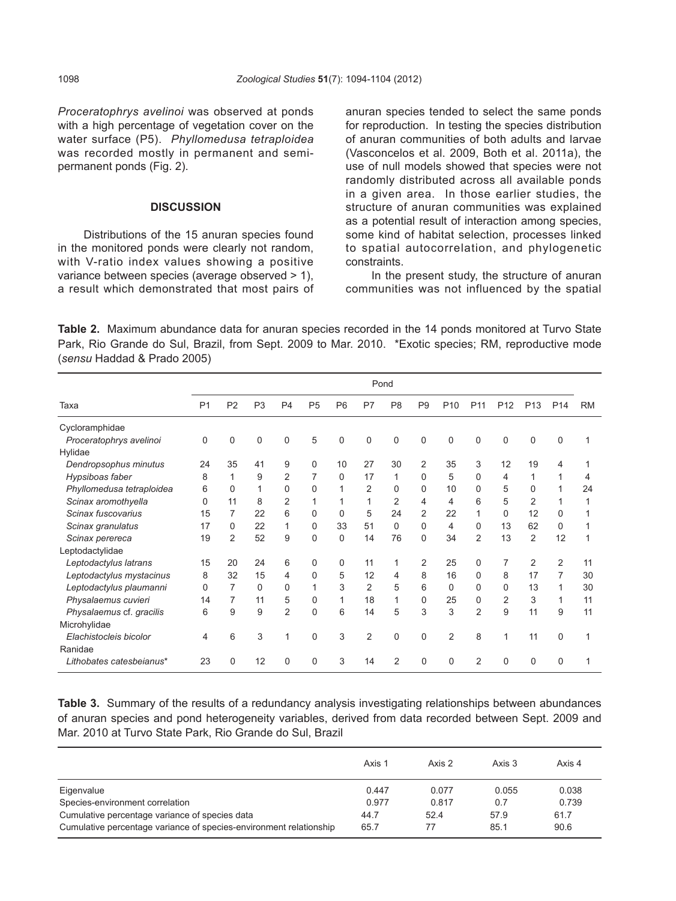*Proceratophrys avelinoi* was observed at ponds with a high percentage of vegetation cover on the water surface (P5). *Phyllomedusa tetraploidea* was recorded mostly in permanent and semi-permanent ponds (Fig. 2).

## DISCUSSION

Distributions of the 15 anuran species found in the monitored ponds were clearly not random, with V-ratio index values showing a positive variance between species (average observed > 1), a result which demonstrated that most pairs of anuran species tended to select the same ponds for reproduction. In testing the species distribution of anuran communities of both adults and larvae (Vasconcelos et al. 2009, Both et al. 2011a), the use of null models showed that species were not randomly distributed across all available ponds in a given area. In those earlier studies, the structure of anuran communities was explained as a potential result of interaction among species, some kind of habitat selection, processes linked to spatial autocorrelation, and phylogenetic constraints.

In the present study, the structure of anuran communities was not influenced by the spatial

**Table 2.** Maximum abundance data for anuran species recorded in the 14 ponds monitored at Turvo State Park, Rio Grande do Sul, Brazil, from Sept. 2009 to Mar. 2010. *Exotic species; RM, reproductive mode (*sensu* Haddad & Prado 2005)

| | Pond | | | | | | | | | | | | | | |
|---|---|---|---|---|---|---|---|---|---|---|---|---|---|---|---|
| Taxa | P1 | P2 | P3 | P4 | P5 | P6 | P7 | P8 | P9 | P10 | P11 | P12 | P13 | P14 | RM |
| Cycloramphidae | | | | | | | | | | | | | | | |
| *Proceratophrys avelinoi* | 0 | 0 | 0 | 0 | 5 | 0 | 0 | 0 | 0 | 0 | 0 | 0 | 0 | 0 | 1 |
| Hylidae | | | | | | | | | | | | | | | |
| *Dendropsophus minutus* | 24 | 35 | 41 | 9 | 0 | 10 | 27 | 30 | 2 | 35 | 3 | 12 | 19 | 4 | 1 |
| *Hypsiboas faber* | 8 | 1 | 9 | 2 | 7 | 0 | 17 | 1 | 0 | 5 | 0 | 4 | 1 | 1 | 4 |
| *Phyllomedusa tetraploidea* | 6 | 0 | 1 | 0 | 0 | 1 | 2 | 0 | 0 | 10 | 0 | 5 | 0 | 1 | 24 |
| *Scinax aromothyella* | 0 | 11 | 8 | 2 | 1 | 1 | 1 | 2 | 4 | 4 | 6 | 5 | 2 | 1 | 1 |
| *Scinax fuscovarius* | 15 | 7 | 22 | 6 | 0 | 0 | 5 | 24 | 2 | 22 | 1 | 0 | 12 | 0 | 1 |
| *Scinax granulatus* | 17 | 0 | 22 | 1 | 0 | 33 | 51 | 0 | 0 | 4 | 0 | 13 | 62 | 0 | 1 |
| *Scinax perereca* | 19 | 2 | 52 | 9 | 0 | 0 | 14 | 76 | 0 | 34 | 2 | 13 | 2 | 12 | 1 |
| Leptodactylidae | | | | | | | | | | | | | | | |
| *Leptodactylus latrans* | 15 | 20 | 24 | 6 | 0 | 0 | 11 | 1 | 2 | 25 | 0 | 7 | 2 | 2 | 11 |
| *Leptodactylus mystacinus* | 8 | 32 | 15 | 4 | 0 | 5 | 12 | 4 | 8 | 16 | 0 | 8 | 17 | 7 | 30 |
| *Leptodactylus plaumanni* | 0 | 7 | 0 | 0 | 1 | 3 | 2 | 5 | 6 | 0 | 0 | 0 | 13 | 1 | 30 |
| *Physalaemus cuvieri* | 14 | 7 | 11 | 5 | 0 | 1 | 18 | 1 | 0 | 25 | 0 | 2 | 3 | 1 | 11 |
| *Physalaemus* cf. *gracilis* | 6 | 9 | 9 | 2 | 0 | 6 | 14 | 5 | 3 | 3 | 2 | 9 | 11 | 9 | 11 |
| Microhylidae | | | | | | | | | | | | | | | |
| *Elachistocleis bicolor* | 4 | 6 | 3 | 1 | 0 | 3 | 2 | 0 | 0 | 2 | 8 | 1 | 11 | 0 | 1 |
| Ranidae | | | | | | | | | | | | | | | |
| *Lithobates catesbeianus** | 23 | 0 | 12 | 0 | 0 | 3 | 14 | 2 | 0 | 0 | 2 | 0 | 0 | 0 | 1 |

**Table 3.** Summary of the results of a redundancy analysis investigating relationships between abundances of anuran species and pond heterogeneity variables, derived from data recorded between Sept. 2009 and Mar. 2010 at Turvo State Park, Rio Grande do Sul, Brazil

| | Axis 1 | Axis 2 | Axis 3 | Axis 4 |
|---|---|---|---|---|
| Eigenvalue | 0.447 | 0.077 | 0.055 | 0.038 |
| Species-environment correlation | 0.977 | 0.817 | 0.7 | 0.739 |
| Cumulative percentage variance of species data | 44.7 | 52.4 | 57.9 | 61.7 |
| Cumulative percentage variance of species-environment relationship | 65.7 | 77 | 85.1 | 90.6 |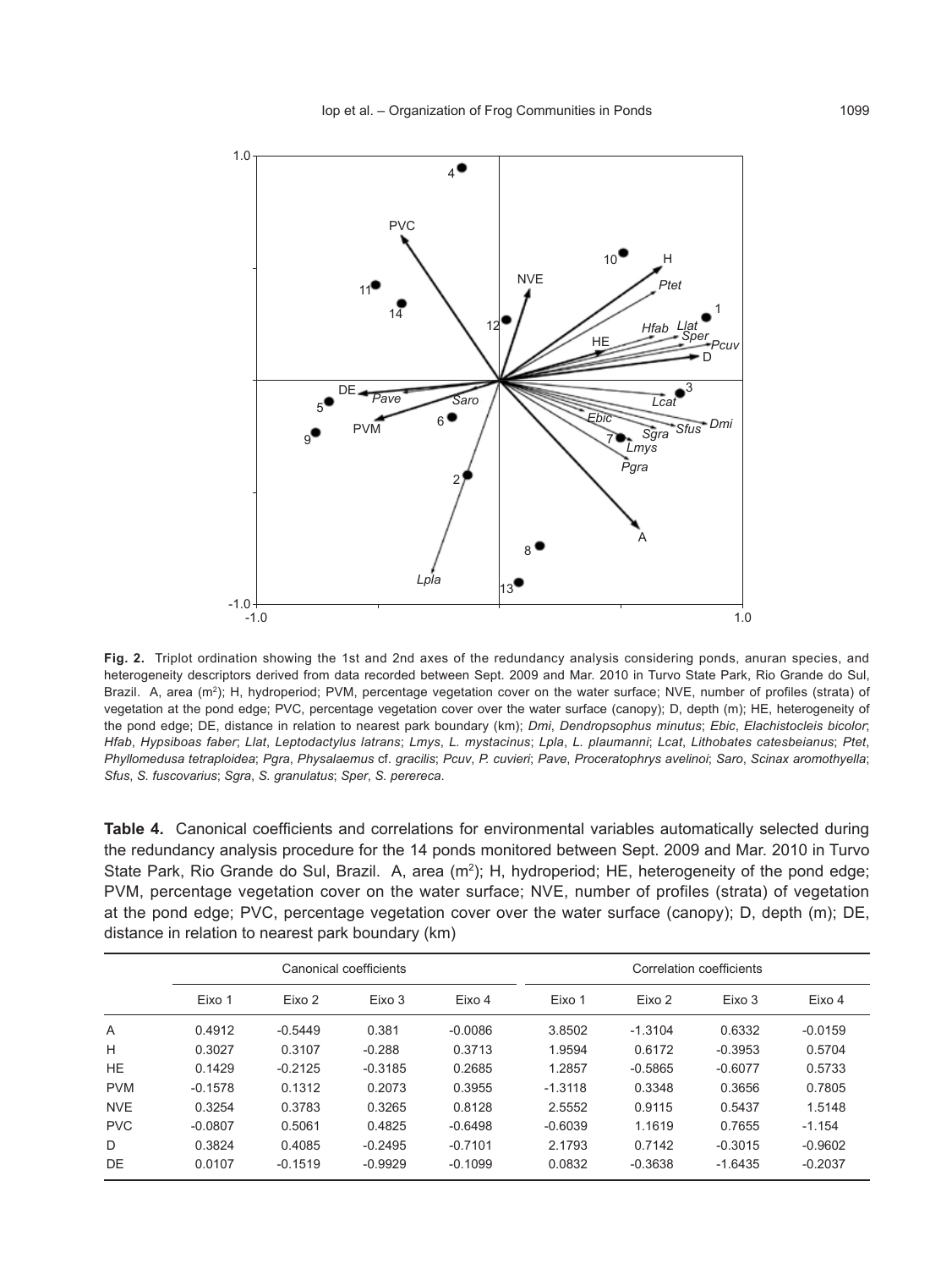**Fig. 2.** Triplot ordination showing the 1st and 2nd axes of the redundancy analysis considering ponds, anuran species, and heterogeneity descriptors derived from data recorded between Sept. 2009 and Mar. 2010 in Turvo State Park, Rio Grande do Sul, Brazil. A, area ($m^2$); H, hydroperiod; PVM, percentage vegetation cover on the water surface; NVE, number of profiles (strata) of vegetation at the pond edge; PVC, percentage vegetation cover over the water surface (canopy); D, depth (m); HE, heterogeneity of the pond edge; DE, distance in relation to nearest park boundary (km); *Dmi*, *Dendropsophus minutus*; *Ebic*, *Elachistocleis bicolor*; *Hfab*, *Hypsiboas faber*; *Llat*, *Leptodactylus latrans*; *Lmys*, *L. mystacinus*; *Lpla*, *L. plaumanni*; *Lcat*, *Lithobates catesbeianus*; *Ptet*, *Phyllomedusa tetraploidea*; *Pgra*, *Physalaemus* cf. *gracilis*; *Pcuv*, *P. cuvieri*; *Pave*, *Proceratophrys avelinoi*; *Saro*, *Scinax aromothyella*; *Sfus*, *S. fuscovarius*; *Sgra*, *S. granulatus*; *Sper*, *S. perereca*.

**Table 4.** Canonical coefficients and correlations for environmental variables automatically selected during the redundancy analysis procedure for the 14 ponds monitored between Sept. 2009 and Mar. 2010 in Turvo State Park, Rio Grande do Sul, Brazil. A, area ($m^2$); H, hydroperiod; HE, heterogeneity of the pond edge; PVM, percentage vegetation cover on the water surface; NVE, number of profiles (strata) of vegetation at the pond edge; PVC, percentage vegetation cover over the water surface (canopy); D, depth (m); DE, distance in relation to nearest park boundary (km)

| | Canonical coefficients | | | | Correlation coefficients | | | |
|---|---|---|---|---|---|---|---|---|
| | Eixo 1 | Eixo 2 | Eixo 3 | Eixo 4 | Eixo 1 | Eixo 2 | Eixo 3 | Eixo 4 |
| A | 0.4912 | -0.5449 | 0.381 | -0.0086 | 3.8502 | -1.3104 | 0.6332 | -0.0159 |
| H | 0.3027 | 0.3107 | -0.288 | 0.3713 | 1.9594 | 0.6172 | -0.3953 | 0.5704 |
| HE | 0.1429 | -0.2125 | -0.3185 | 0.2685 | 1.2857 | -0.5865 | -0.6077 | 0.5733 |
| PVM | -0.1578 | 0.1312 | 0.2073 | 0.3955 | -1.3118 | 0.3348 | 0.3656 | 0.7805 |
| NVE | 0.3254 | 0.3783 | 0.3265 | 0.8128 | 2.5552 | 0.9115 | 0.5437 | 1.5148 |
| PVC | -0.0807 | 0.5061 | 0.4825 | -0.6498 | -0.6039 | 1.1619 | 0.7655 | -1.154 |
| D | 0.3824 | 0.4085 | -0.2495 | -0.7101 | 2.1793 | 0.7142 | -0.3015 | -0.9602 |
| DE | 0.0107 | -0.1519 | -0.9929 | -0.1099 | 0.0832 | -0.3638 | -1.6435 | -0.2037 |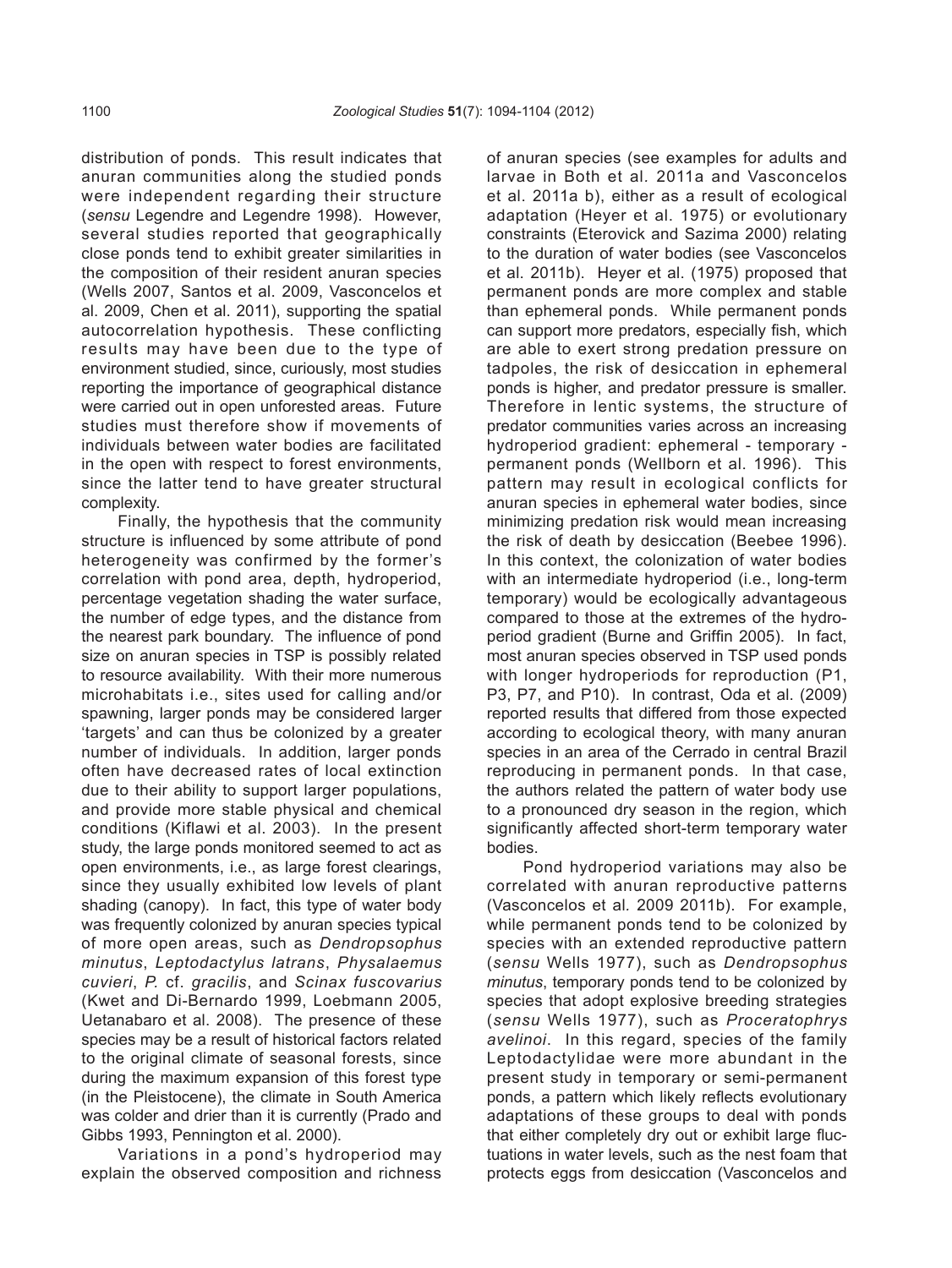distribution of ponds. This result indicates that anuran communities along the studied ponds were independent regarding their structure (*sensu* Legendre and Legendre 1998). However, several studies reported that geographically close ponds tend to exhibit greater similarities in the composition of their resident anuran species (Wells 2007, Santos et al. 2009, Vasconcelos et al. 2009, Chen et al. 2011), supporting the spatial autocorrelation hypothesis. These conflicting results may have been due to the type of environment studied, since, curiously, most studies reporting the importance of geographical distance were carried out in open unforested areas. Future studies must therefore show if movements of individuals between water bodies are facilitated in the open with respect to forest environments, since the latter tend to have greater structural complexity.

Finally, the hypothesis that the community structure is influenced by some attribute of pond heterogeneity was confirmed by the former's correlation with pond area, depth, hydroperiod, percentage vegetation shading the water surface, the number of edge types, and the distance from the nearest park boundary. The influence of pond size on anuran species in TSP is possibly related to resource availability. With their more numerous microhabitats i.e., sites used for calling and/or spawning, larger ponds may be considered larger 'targets' and can thus be colonized by a greater number of individuals. In addition, larger ponds often have decreased rates of local extinction due to their ability to support larger populations, and provide more stable physical and chemical conditions (Kiflawi et al. 2003). In the present study, the large ponds monitored seemed to act as open environments, i.e., as large forest clearings, since they usually exhibited low levels of plant shading (canopy). In fact, this type of water body was frequently colonized by anuran species typical of more open areas, such as *Dendropsophus minutus*, *Leptodactylus latrans*, *Physalaemus cuvieri*, *P.* cf. *gracilis*, and *Scinax fuscovarius* (Kwet and Di-Bernardo 1999, Loebmann 2005, Uetanabaro et al. 2008). The presence of these species may be a result of historical factors related to the original climate of seasonal forests, since during the maximum expansion of this forest type (in the Pleistocene), the climate in South America was colder and drier than it is currently (Prado and Gibbs 1993, Pennington et al. 2000).

Variations in a pond's hydroperiod may explain the observed composition and richness of anuran species (see examples for adults and larvae in Both et al. 2011a and Vasconcelos et al. 2011a b), either as a result of ecological adaptation (Heyer et al. 1975) or evolutionary constraints (Eterovick and Sazima 2000) relating to the duration of water bodies (see Vasconcelos et al. 2011b). Heyer et al. (1975) proposed that permanent ponds are more complex and stable than ephemeral ponds. While permanent ponds can support more predators, especially fish, which are able to exert strong predation pressure on tadpoles, the risk of desiccation in ephemeral ponds is higher, and predator pressure is smaller. Therefore in lentic systems, the structure of predator communities varies across an increasing hydroperiod gradient: ephemeral - temporary - permanent ponds (Wellborn et al. 1996). This pattern may result in ecological conflicts for anuran species in ephemeral water bodies, since minimizing predation risk would mean increasing the risk of death by desiccation (Beebee 1996). In this context, the colonization of water bodies with an intermediate hydroperiod (i.e., long-term temporary) would be ecologically advantageous compared to those at the extremes of the hydroperiod gradient (Burne and Griffin 2005). In fact, most anuran species observed in TSP used ponds with longer hydroperiods for reproduction (P1, P3, P7, and P10). In contrast, Oda et al. (2009) reported results that differed from those expected according to ecological theory, with many anuran species in an area of the Cerrado in central Brazil reproducing in permanent ponds. In that case, the authors related the pattern of water body use to a pronounced dry season in the region, which significantly affected short-term temporary water bodies.

Pond hydroperiod variations may also be correlated with anuran reproductive patterns (Vasconcelos et al. 2009 2011b). For example, while permanent ponds tend to be colonized by species with an extended reproductive pattern (*sensu* Wells 1977), such as *Dendropsophus minutus*, temporary ponds tend to be colonized by species that adopt explosive breeding strategies (*sensu* Wells 1977), such as *Proceratophrys avelinoi*. In this regard, species of the family Leptodactylidae were more abundant in the present study in temporary or semi-permanent ponds, a pattern which likely reflects evolutionary adaptations of these groups to deal with ponds that either completely dry out or exhibit large fluctuations in water levels, such as the nest foam that protects eggs from desiccation (Vasconcelos and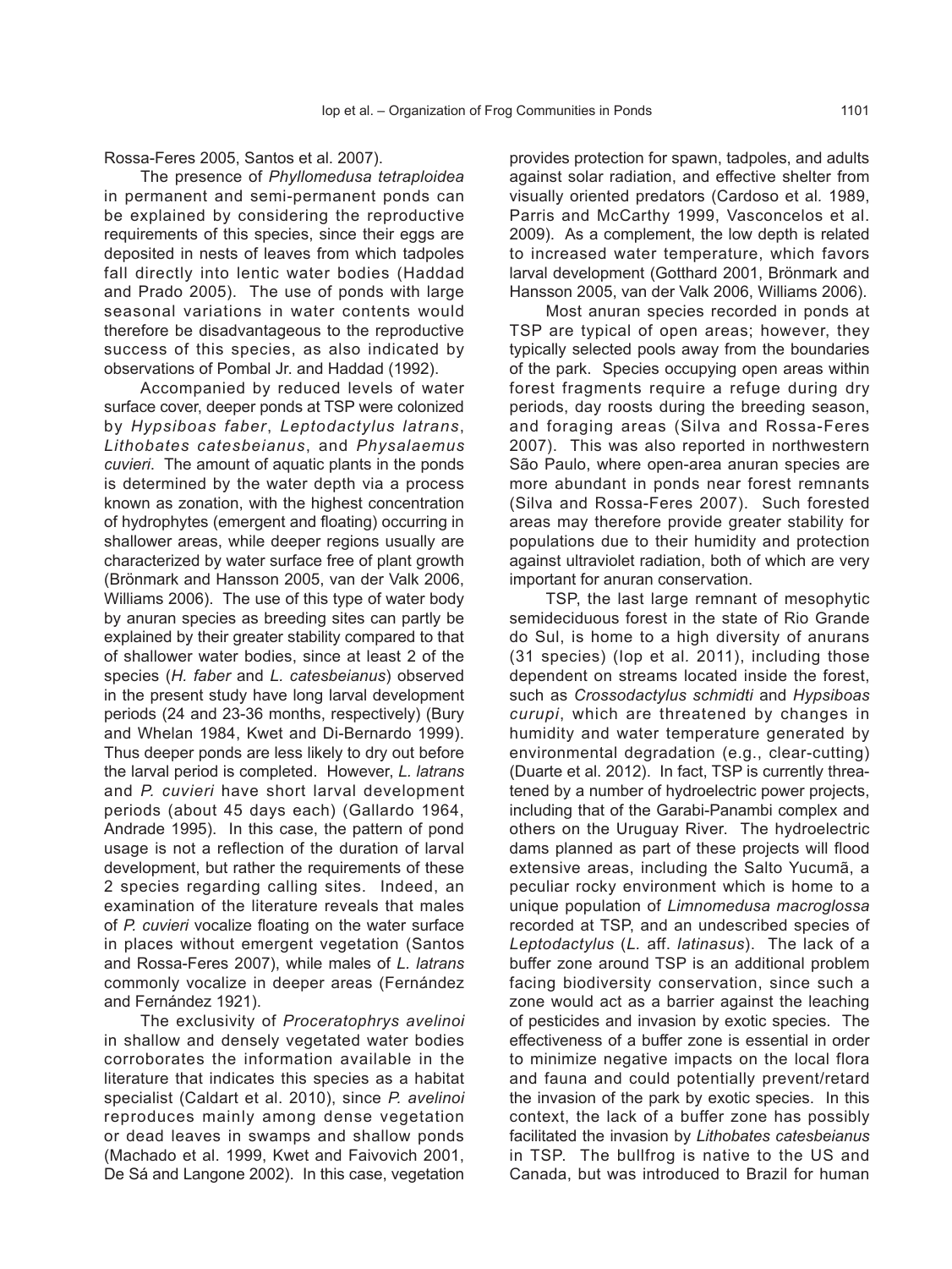Rossa-Feres 2005, Santos et al. 2007).

The presence of *Phyllomedusa tetraploidea* in permanent and semi-permanent ponds can be explained by considering the reproductive requirements of this species, since their eggs are deposited in nests of leaves from which tadpoles fall directly into lentic water bodies (Haddad and Prado 2005). The use of ponds with large seasonal variations in water contents would therefore be disadvantageous to the reproductive success of this species, as also indicated by observations of Pombal Jr. and Haddad (1992).

Accompanied by reduced levels of water surface cover, deeper ponds at TSP were colonized by *Hypsiboas faber*, *Leptodactylus latrans*, *Lithobates catesbeianus*, and *Physalaemus cuvieri*. The amount of aquatic plants in the ponds is determined by the water depth via a process known as zonation, with the highest concentration of hydrophytes (emergent and floating) occurring in shallower areas, while deeper regions usually are characterized by water surface free of plant growth (Brönmark and Hansson 2005, van der Valk 2006, Williams 2006). The use of this type of water body by anuran species as breeding sites can partly be explained by their greater stability compared to that of shallower water bodies, since at least 2 of the species (*H. faber* and *L. catesbeianus*) observed in the present study have long larval development periods (24 and 23-36 months, respectively) (Bury and Whelan 1984, Kwet and Di-Bernardo 1999). Thus deeper ponds are less likely to dry out before the larval period is completed. However, *L. latrans* and *P. cuvieri* have short larval development periods (about 45 days each) (Gallardo 1964, Andrade 1995). In this case, the pattern of pond usage is not a reflection of the duration of larval development, but rather the requirements of these 2 species regarding calling sites. Indeed, an examination of the literature reveals that males of *P. cuvieri* vocalize floating on the water surface in places without emergent vegetation (Santos and Rossa-Feres 2007), while males of *L. latrans* commonly vocalize in deeper areas (Fernández and Fernández 1921).

The exclusivity of *Proceratophrys avelinoi* in shallow and densely vegetated water bodies corroborates the information available in the literature that indicates this species as a habitat specialist (Caldart et al. 2010), since *P. avelinoi* reproduces mainly among dense vegetation or dead leaves in swamps and shallow ponds (Machado et al. 1999, Kwet and Faivovich 2001, De Sá and Langone 2002). In this case, vegetation provides protection for spawn, tadpoles, and adults against solar radiation, and effective shelter from visually oriented predators (Cardoso et al. 1989, Parris and McCarthy 1999, Vasconcelos et al. 2009). As a complement, the low depth is related to increased water temperature, which favors larval development (Gotthard 2001, Brönmark and Hansson 2005, van der Valk 2006, Williams 2006).

Most anuran species recorded in ponds at TSP are typical of open areas; however, they typically selected pools away from the boundaries of the park. Species occupying open areas within forest fragments require a refuge during dry periods, day roosts during the breeding season, and foraging areas (Silva and Rossa-Feres 2007). This was also reported in northwestern São Paulo, where open-area anuran species are more abundant in ponds near forest remnants (Silva and Rossa-Feres 2007). Such forested areas may therefore provide greater stability for populations due to their humidity and protection against ultraviolet radiation, both of which are very important for anuran conservation.

TSP, the last large remnant of mesophytic semideciduous forest in the state of Rio Grande do Sul, is home to a high diversity of anurans (31 species) (Iop et al. 2011), including those dependent on streams located inside the forest, such as *Crossodactylus schmidti* and *Hypsiboas curupi*, which are threatened by changes in humidity and water temperature generated by environmental degradation (e.g., clear-cutting) (Duarte et al. 2012). In fact, TSP is currently threatened by a number of hydroelectric power projects, including that of the Garabi-Panambi complex and others on the Uruguay River. The hydroelectric dams planned as part of these projects will flood extensive areas, including the Salto Yucumã, a peculiar rocky environment which is home to a unique population of *Limnomedusa macroglossa* recorded at TSP, and an undescribed species of *Leptodactylus* (*L.* aff. *latinasus*). The lack of a buffer zone around TSP is an additional problem facing biodiversity conservation, since such a zone would act as a barrier against the leaching of pesticides and invasion by exotic species. The effectiveness of a buffer zone is essential in order to minimize negative impacts on the local flora and fauna and could potentially prevent/retard the invasion of the park by exotic species. In this context, the lack of a buffer zone has possibly facilitated the invasion by *Lithobates catesbeianus* in TSP. The bullfrog is native to the US and Canada, but was introduced to Brazil for human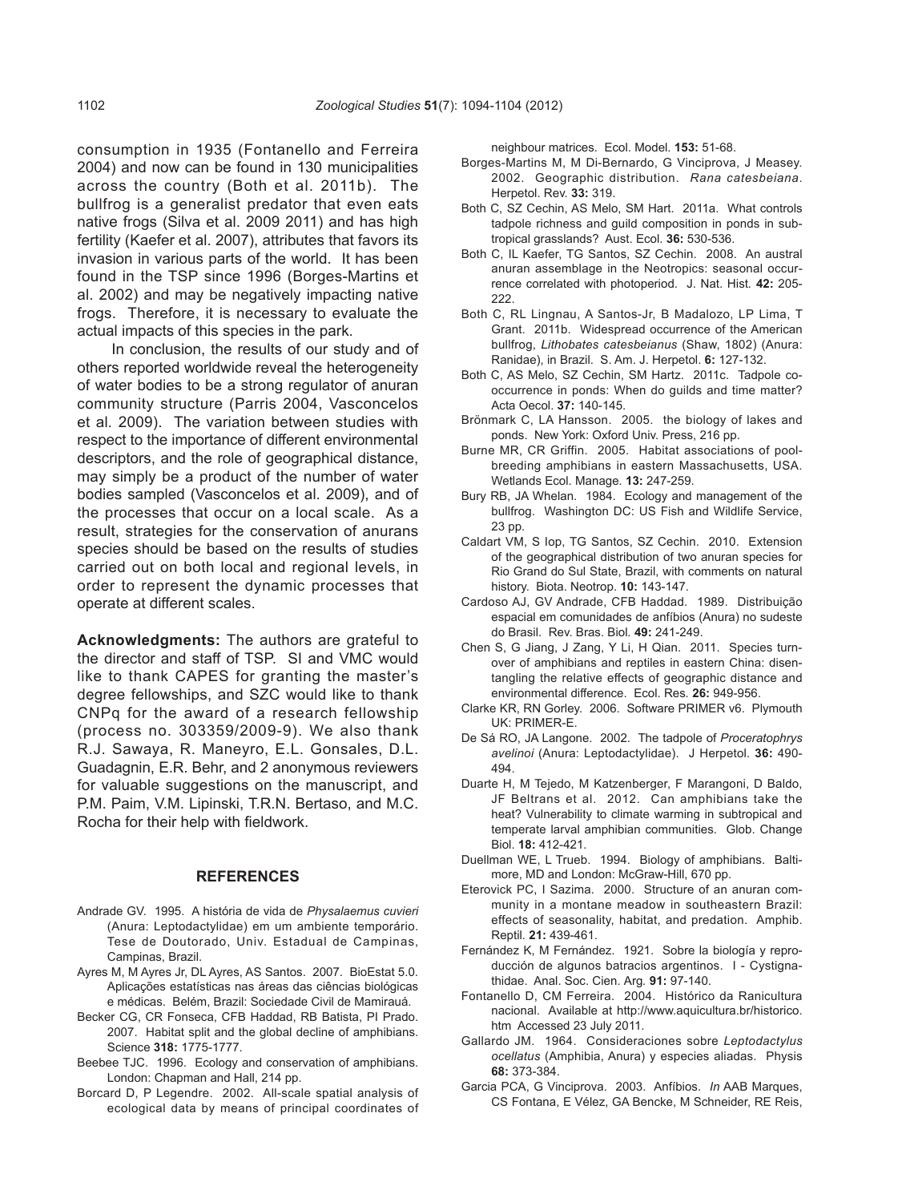consumption in 1935 (Fontanello and Ferreira 2004) and now can be found in 130 municipalities across the country (Both et al. 2011b). The bullfrog is a generalist predator that even eats native frogs (Silva et al. 2009 2011) and has high fertility (Kaefer et al. 2007), attributes that favors its invasion in various parts of the world. It has been found in the TSP since 1996 (Borges-Martins et al. 2002) and may be negatively impacting native frogs. Therefore, it is necessary to evaluate the actual impacts of this species in the park.

In conclusion, the results of our study and of others reported worldwide reveal the heterogeneity of water bodies to be a strong regulator of anuran community structure (Parris 2004, Vasconcelos et al. 2009). The variation between studies with respect to the importance of different environmental descriptors, and the role of geographical distance, may simply be a product of the number of water bodies sampled (Vasconcelos et al. 2009), and of the processes that occur on a local scale. As a result, strategies for the conservation of anurans species should be based on the results of studies carried out on both local and regional levels, in order to represent the dynamic processes that operate at different scales.

**Acknowledgments:** The authors are grateful to the director and staff of TSP. SI and VMC would like to thank CAPES for granting the master's degree fellowships, and SZC would like to thank CNPq for the award of a research fellowship (process no. 303359/2009-9). We also thank R.J. Sawaya, R. Maneyro, E.L. Gonsales, D.L. Guadagnin, E.R. Behr, and 2 anonymous reviewers for valuable suggestions on the manuscript, and P.M. Paim, V.M. Lipinski, T.R.N. Bertaso, and M.C. Rocha for their help with fieldwork.

## REFERENCES

Andrade GV. 1995. A história de vida de *Physalaemus cuvieri* (Anura: Leptodactylidae) em um ambiente temporário. Tese de Doutorado, Univ. Estadual de Campinas, Campinas, Brazil.

Ayres M, M Ayres Jr, DL Ayres, AS Santos. 2007. BioEstat 5.0. Aplicações estatísticas nas áreas das ciências biológicas e médicas. Belém, Brazil: Sociedade Civil de Mamirauá.

Becker CG, CR Fonseca, CFB Haddad, RB Batista, PI Prado. 2007. Habitat split and the global decline of amphibians. Science **318:** 1775-1777.

Beebee TJC. 1996. Ecology and conservation of amphibians. London: Chapman and Hall, 214 pp.

Borcard D, P Legendre. 2002. All-scale spatial analysis of ecological data by means of principal coordinates of neighbour matrices. Ecol. Model. **153:** 51-68.

Borges-Martins M, M Di-Bernardo, G Vinciprova, J Measey. 2002. Geographic distribution. *Rana catesbeiana*. Herpetol. Rev. **33:** 319.

Both C, SZ Cechin, AS Melo, SM Hart. 2011a. What controls tadpole richness and guild composition in ponds in subtropical grasslands? Aust. Ecol. **36:** 530-536.

Both C, IL Kaefer, TG Santos, SZ Cechin. 2008. An austral anuran assemblage in the Neotropics: seasonal occurrence correlated with photoperiod. J. Nat. Hist. **42:** 205-222.

Both C, RL Lingnau, A Santos-Jr, B Madalozo, LP Lima, T Grant. 2011b. Widespread occurrence of the American bullfrog, *Lithobates catesbeianus* (Shaw, 1802) (Anura: Ranidae), in Brazil. S. Am. J. Herpetol. **6:** 127-132.

Both C, AS Melo, SZ Cechin, SM Hartz. 2011c. Tadpole co-occurrence in ponds: When do guilds and time matter? Acta Oecol. **37:** 140-145.

Brönmark C, LA Hansson. 2005. the biology of lakes and ponds. New York: Oxford Univ. Press, 216 pp.

Burne MR, CR Griffin. 2005. Habitat associations of pool-breeding amphibians in eastern Massachusetts, USA. Wetlands Ecol. Manage. **13:** 247-259.

Bury RB, JA Whelan. 1984. Ecology and management of the bullfrog. Washington DC: US Fish and Wildlife Service, 23 pp.

Caldart VM, S Iop, TG Santos, SZ Cechin. 2010. Extension of the geographical distribution of two anuran species for Rio Grand do Sul State, Brazil, with comments on natural history. Biota. Neotrop. **10:** 143-147.

Cardoso AJ, GV Andrade, CFB Haddad. 1989. Distribuição espacial em comunidades de anfíbios (Anura) no sudeste do Brasil. Rev. Bras. Biol. **49:** 241-249.

Chen S, G Jiang, J Zang, Y Li, H Qian. 2011. Species turnover of amphibians and reptiles in eastern China: disentangling the relative effects of geographic distance and environmental difference. Ecol. Res. **26:** 949-956.

Clarke KR, RN Gorley. 2006. Software PRIMER v6. Plymouth UK: PRIMER-E.

De Sá RO, JA Langone. 2002. The tadpole of *Proceratophrys avelinoi* (Anura: Leptodactylidae). J Herpetol. **36:** 490-494.

Duarte H, M Tejedo, M Katzenberger, F Marangoni, D Baldo, JF Beltrans et al. 2012. Can amphibians take the heat? Vulnerability to climate warming in subtropical and temperate larval amphibian communities. Glob. Change Biol. **18:** 412-421.

Duellman WE, L Trueb. 1994. Biology of amphibians. Baltimore, MD and London: McGraw-Hill, 670 pp.

Eterovick PC, I Sazima. 2000. Structure of an anuran community in a montane meadow in southeastern Brazil: effects of seasonality, habitat, and predation. Amphib. Reptil. **21:** 439-461.

Fernández K, M Fernández. 1921. Sobre la biología y reproducción de algunos batracios argentinos. I - Cystignathidae. Anal. Soc. Cien. Arg. **91:** 97-140.

Fontanello D, CM Ferreira. 2004. Histórico da Ranicultura nacional. Available at http://www.aquicultura.br/historico.htm Accessed 23 July 2011.

Gallardo JM. 1964. Consideraciones sobre *Leptodactylus ocellatus* (Amphibia, Anura) y especies aliadas. Physis **68:** 373-384.

Garcia PCA, G Vinciprova. 2003. Anfíbios. *In* AAB Marques, CS Fontana, E Vélez, GA Bencke, M Schneider, RE Reis,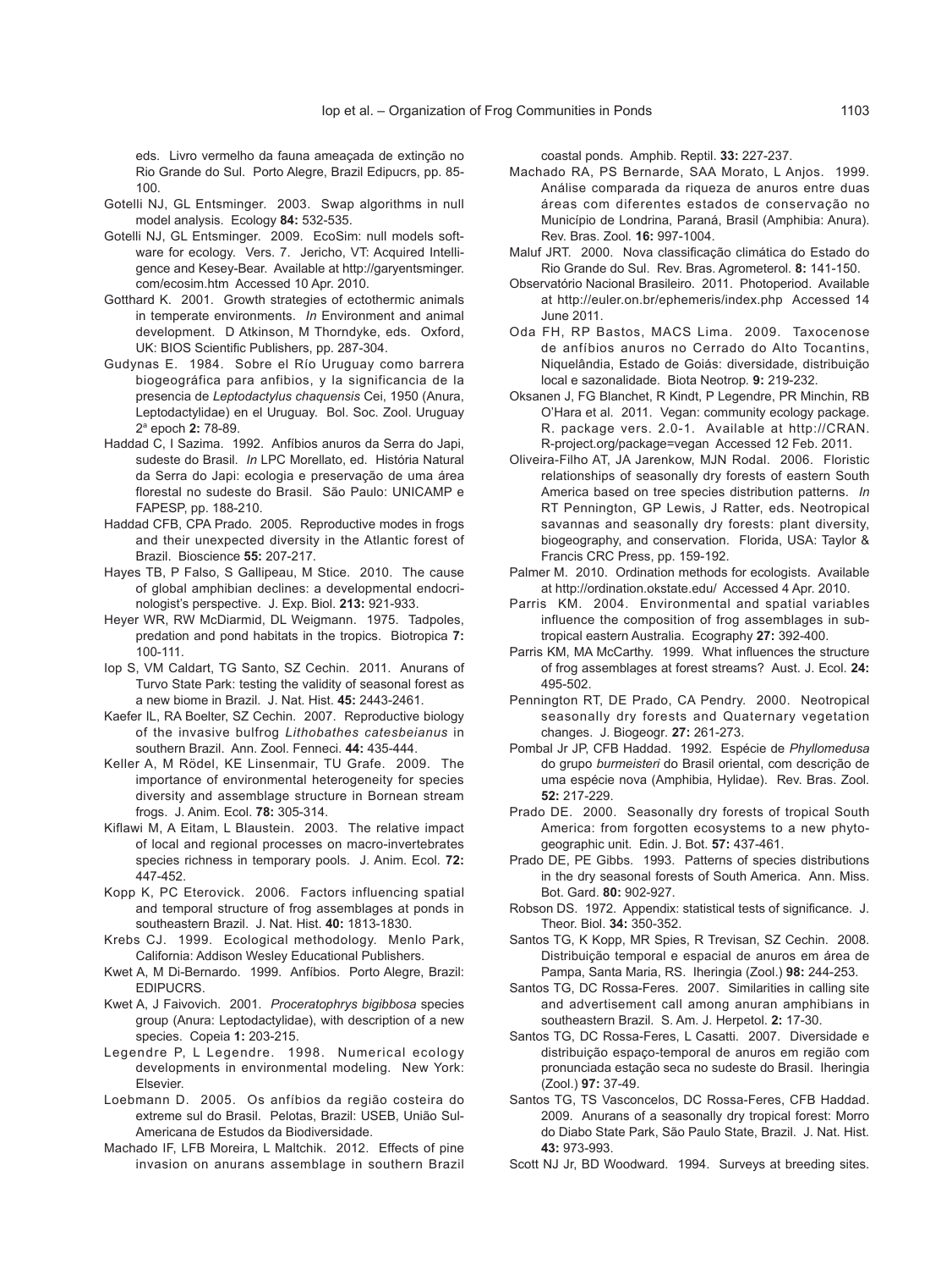eds. Livro vermelho da fauna ameaçada de extinção no Rio Grande do Sul. Porto Alegre, Brazil Edipucrs, pp. 85-100.

Gotelli NJ, GL Entsminger. 2003. Swap algorithms in null model analysis. Ecology **84:** 532-535.

Gotelli NJ, GL Entsminger. 2009. EcoSim: null models software for ecology. Vers. 7. Jericho, VT: Acquired Intelligence and Kesey-Bear. Available at http://garyentsminger.com/ecosim.htm Accessed 10 Apr. 2010.

Gotthard K. 2001. Growth strategies of ectothermic animals in temperate environments. *In* Environment and animal development. D Atkinson, M Thorndyke, eds. Oxford, UK: BIOS Scientific Publishers, pp. 287-304.

Gudynas E. 1984. Sobre el Río Uruguay como barrera biogeográfica para anfibios, y la significancia de la presencia de *Leptodactylus chaquensis* Cei, 1950 (Anura, Leptodactylidae) en el Uruguay. Bol. Soc. Zool. Uruguay 2ª epoch **2:** 78-89.

Haddad C, I Sazima. 1992. Anfíbios anuros da Serra do Japi, sudeste do Brasil. *In* LPC Morellato, ed. História Natural da Serra do Japi: ecologia e preservação de uma área florestal no sudeste do Brasil. São Paulo: UNICAMP e FAPESP, pp. 188-210.

Haddad CFB, CPA Prado. 2005. Reproductive modes in frogs and their unexpected diversity in the Atlantic forest of Brazil. Bioscience **55:** 207-217.

Hayes TB, P Falso, S Gallipeau, M Stice. 2010. The cause of global amphibian declines: a developmental endocrinologist's perspective. J. Exp. Biol. **213:** 921-933.

Heyer WR, RW McDiarmid, DL Weigmann. 1975. Tadpoles, predation and pond habitats in the tropics. Biotropica **7:** 100-111.

Iop S, VM Caldart, TG Santo, SZ Cechin. 2011. Anurans of Turvo State Park: testing the validity of seasonal forest as a new biome in Brazil. J. Nat. Hist. **45:** 2443-2461.

Kaefer IL, RA Boelter, SZ Cechin. 2007. Reproductive biology of the invasive bulfrog *Lithobathes catesbeianus* in southern Brazil. Ann. Zool. Fenneci. **44:** 435-444.

Keller A, M Rödel, KE Linsenmair, TU Grafe. 2009. The importance of environmental heterogeneity for species diversity and assemblage structure in Bornean stream frogs. J. Anim. Ecol. **78:** 305-314.

Kiflawi M, A Eitam, L Blaustein. 2003. The relative impact of local and regional processes on macro-invertebrates species richness in temporary pools. J. Anim. Ecol. **72:** 447-452.

Kopp K, PC Eterovick. 2006. Factors influencing spatial and temporal structure of frog assemblages at ponds in southeastern Brazil. J. Nat. Hist. **40:** 1813-1830.

Krebs CJ. 1999. Ecological methodology. Menlo Park, California: Addison Wesley Educational Publishers.

Kwet A, M Di-Bernardo. 1999. Anfíbios. Porto Alegre, Brazil: EDIPUCRS.

Kwet A, J Faivovich. 2001. *Proceratophrys bigibbosa* species group (Anura: Leptodactylidae), with description of a new species. Copeia **1:** 203-215.

Legendre P, L Legendre. 1998. Numerical ecology developments in environmental modeling. New York: Elsevier.

Loebmann D. 2005. Os anfíbios da região costeira do extreme sul do Brasil. Pelotas, Brazil: USEB, União Sul-Americana de Estudos da Biodiversidade.

Machado IF, LFB Moreira, L Maltchik. 2012. Effects of pine invasion on anurans assemblage in southern Brazil coastal ponds. Amphib. Reptil. **33:** 227-237.

Machado RA, PS Bernarde, SAA Morato, L Anjos. 1999. Análise comparada da riqueza de anuros entre duas áreas com diferentes estados de conservação no Município de Londrina, Paraná, Brasil (Amphibia: Anura). Rev. Bras. Zool. **16:** 997-1004.

Maluf JRT. 2000. Nova classificação climática do Estado do Rio Grande do Sul. Rev. Bras. Agrometerol. **8:** 141-150.

Observatório Nacional Brasileiro. 2011. Photoperiod. Available at http://euler.on.br/ephemeris/index.php Accessed 14 June 2011.

Oda FH, RP Bastos, MACS Lima. 2009. Taxocenose de anfíbios anuros no Cerrado do Alto Tocantins, Niquelândia, Estado de Goiás: diversidade, distribuição local e sazonalidade. Biota Neotrop. **9:** 219-232.

Oksanen J, FG Blanchet, R Kindt, P Legendre, PR Minchin, RB O'Hara et al. 2011. Vegan: community ecology package. R. package vers. 2.0-1. Available at http://CRAN.R-project.org/package=vegan Accessed 12 Feb. 2011.

Oliveira-Filho AT, JA Jarenkow, MJN Rodal. 2006. Floristic relationships of seasonally dry forests of eastern South America based on tree species distribution patterns. *In* RT Pennington, GP Lewis, J Ratter, eds. Neotropical savannas and seasonally dry forests: plant diversity, biogeography, and conservation. Florida, USA: Taylor & Francis CRC Press, pp. 159-192.

Palmer M. 2010. Ordination methods for ecologists. Available at http://ordination.okstate.edu/ Accessed 4 Apr. 2010.

Parris KM. 2004. Environmental and spatial variables influence the composition of frog assemblages in subtropical eastern Australia. Ecography **27:** 392-400.

Parris KM, MA McCarthy. 1999. What influences the structure of frog assemblages at forest streams? Aust. J. Ecol. **24:** 495-502.

Pennington RT, DE Prado, CA Pendry. 2000. Neotropical seasonally dry forests and Quaternary vegetation changes. J. Biogeogr. **27:** 261-273.

Pombal Jr JP, CFB Haddad. 1992. Espécie de *Phyllomedusa* do grupo *burmeisteri* do Brasil oriental, com descrição de uma espécie nova (Amphibia, Hylidae). Rev. Bras. Zool. **52:** 217-229.

Prado DE. 2000. Seasonally dry forests of tropical South America: from forgotten ecosystems to a new phytogeographic unit. Edin. J. Bot. **57:** 437-461.

Prado DE, PE Gibbs. 1993. Patterns of species distributions in the dry seasonal forests of South America. Ann. Miss. Bot. Gard. **80:** 902-927.

Robson DS. 1972. Appendix: statistical tests of significance. J. Theor. Biol. **34:** 350-352.

Santos TG, K Kopp, MR Spies, R Trevisan, SZ Cechin. 2008. Distribuição temporal e espacial de anuros em área de Pampa, Santa Maria, RS. Iheringia (Zool.) **98:** 244-253.

Santos TG, DC Rossa-Feres. 2007. Similarities in calling site and advertisement call among anuran amphibians in southeastern Brazil. S. Am. J. Herpetol. **2:** 17-30.

Santos TG, DC Rossa-Feres, L Casatti. 2007. Diversidade e distribuição espaço-temporal de anuros em região com pronunciada estação seca no sudeste do Brasil. Iheringia (Zool.) **97:** 37-49.

Santos TG, TS Vasconcelos, DC Rossa-Feres, CFB Haddad. 2009. Anurans of a seasonally dry tropical forest: Morro do Diabo State Park, São Paulo State, Brazil. J. Nat. Hist. **43:** 973-993.

Scott NJ Jr, BD Woodward. 1994. Surveys at breeding sites.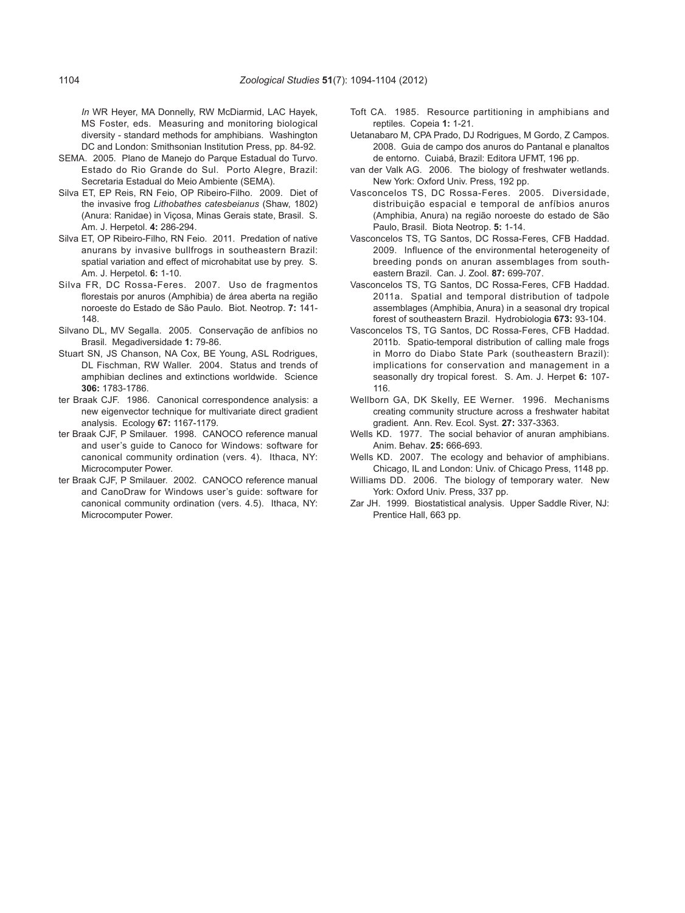*In* WR Heyer, MA Donnelly, RW McDiarmid, LAC Hayek, MS Foster, eds. Measuring and monitoring biological diversity - standard methods for amphibians. Washington DC and London: Smithsonian Institution Press, pp. 84-92.

SEMA. 2005. Plano de Manejo do Parque Estadual do Turvo. Estado do Rio Grande do Sul. Porto Alegre, Brazil: Secretaria Estadual do Meio Ambiente (SEMA).

Silva ET, EP Reis, RN Feio, OP Ribeiro-Filho. 2009. Diet of the invasive frog *Lithobathes catesbeianus* (Shaw, 1802) (Anura: Ranidae) in Viçosa, Minas Gerais state, Brasil. S. Am. J. Herpetol. **4:** 286-294.

Silva ET, OP Ribeiro-Filho, RN Feio. 2011. Predation of native anurans by invasive bullfrogs in southeastern Brazil: spatial variation and effect of microhabitat use by prey. S. Am. J. Herpetol. **6:** 1-10.

Silva FR, DC Rossa-Feres. 2007. Uso de fragmentos florestais por anuros (Amphibia) de área aberta na região noroeste do Estado de São Paulo. Biot. Neotrop. **7:** 141-148.

Silvano DL, MV Segalla. 2005. Conservação de anfíbios no Brasil. Megadiversidade **1:** 79-86.

Stuart SN, JS Chanson, NA Cox, BE Young, ASL Rodrigues, DL Fischman, RW Waller. 2004. Status and trends of amphibian declines and extinctions worldwide. Science **306:** 1783-1786.

ter Braak CJF. 1986. Canonical correspondence analysis: a new eigenvector technique for multivariate direct gradient analysis. Ecology **67:** 1167-1179.

ter Braak CJF, P Smilauer. 1998. CANOCO reference manual and user's guide to Canoco for Windows: software for canonical community ordination (vers. 4). Ithaca, NY: Microcomputer Power.

ter Braak CJF, P Smilauer. 2002. CANOCO reference manual and CanoDraw for Windows user's guide: software for canonical community ordination (vers. 4.5). Ithaca, NY: Microcomputer Power.

Toft CA. 1985. Resource partitioning in amphibians and reptiles. Copeia **1:** 1-21.

Uetanabaro M, CPA Prado, DJ Rodrigues, M Gordo, Z Campos. 2008. Guia de campo dos anuros do Pantanal e planaltos de entorno. Cuiabá, Brazil: Editora UFMT, 196 pp.

van der Valk AG. 2006. The biology of freshwater wetlands. New York: Oxford Univ. Press, 192 pp.

Vasconcelos TS, DC Rossa-Feres. 2005. Diversidade, distribuição espacial e temporal de anfíbios anuros (Amphibia, Anura) na região noroeste do estado de São Paulo, Brasil. Biota Neotrop. **5:** 1-14.

Vasconcelos TS, TG Santos, DC Rossa-Feres, CFB Haddad. 2009. Influence of the environmental heterogeneity of breeding ponds on anuran assemblages from southeastern Brazil. Can. J. Zool. **87:** 699-707.

Vasconcelos TS, TG Santos, DC Rossa-Feres, CFB Haddad. 2011a. Spatial and temporal distribution of tadpole assemblages (Amphibia, Anura) in a seasonal dry tropical forest of southeastern Brazil. Hydrobiologia **673:** 93-104.

Vasconcelos TS, TG Santos, DC Rossa-Feres, CFB Haddad. 2011b. Spatio-temporal distribution of calling male frogs in Morro do Diabo State Park (southeastern Brazil): implications for conservation and management in a seasonally dry tropical forest. S. Am. J. Herpet **6:** 107-116.

Wellborn GA, DK Skelly, EE Werner. 1996. Mechanisms creating community structure across a freshwater habitat gradient. Ann. Rev. Ecol. Syst. **27:** 337-3363.

Wells KD. 1977. The social behavior of anuran amphibians. Anim. Behav. **25:** 666-693.

Wells KD. 2007. The ecology and behavior of amphibians. Chicago, IL and London: Univ. of Chicago Press, 1148 pp.

Williams DD. 2006. The biology of temporary water. New York: Oxford Univ. Press, 337 pp.

Zar JH. 1999. Biostatistical analysis. Upper Saddle River, NJ: Prentice Hall, 663 pp.